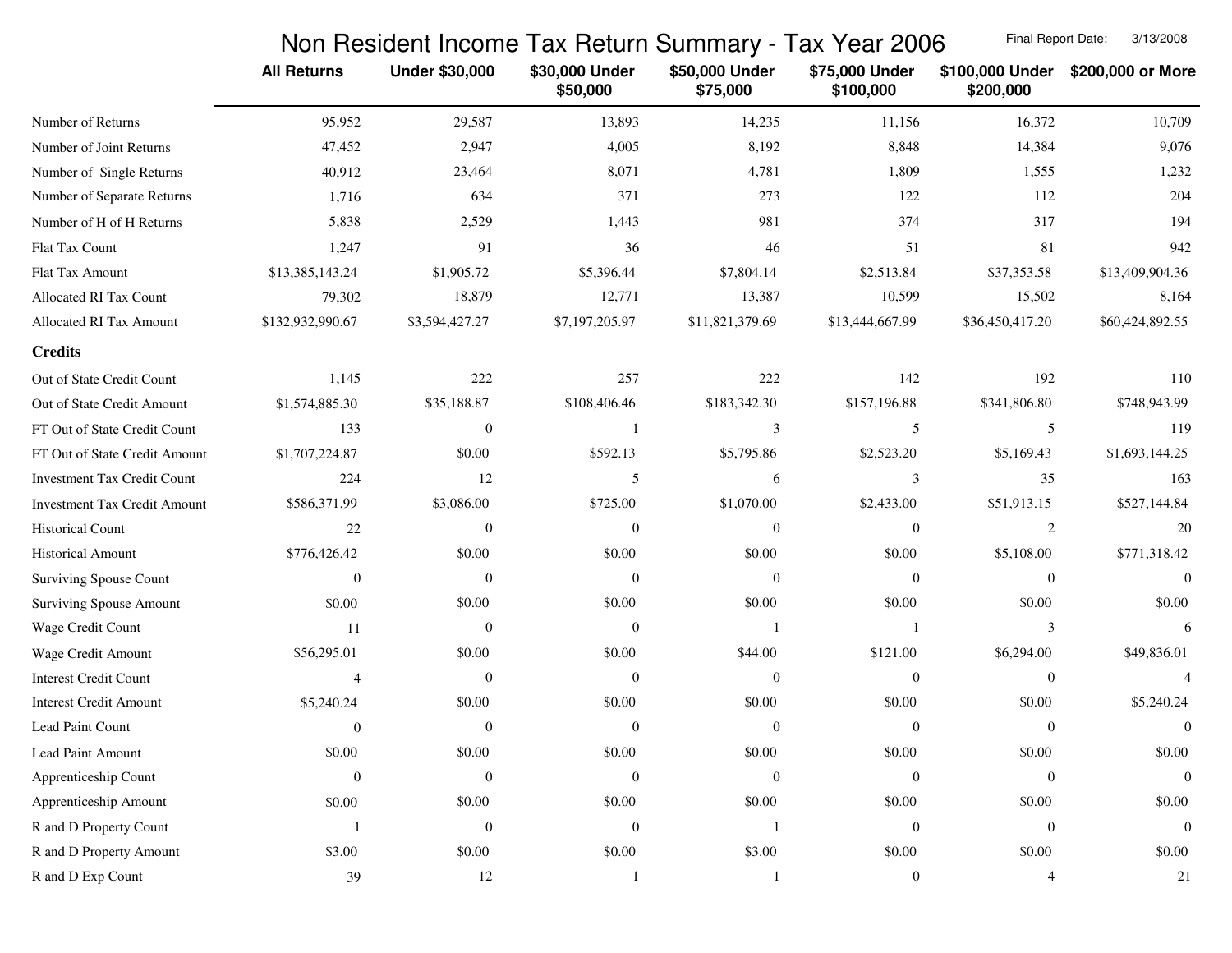# Non Resident Income Tax Return Summary - Tax Year 2006

Final Report Date: 3/13/2008

| | All Returns | Under $30,000 | $30,000 Under $50,000 | $50,000 Under $75,000 | $75,000 Under $100,000 | $100,000 Under $200,000 | $200,000 or More |
|---|---|---|---|---|---|---|---|
| Number of Returns | 95,952 | 29,587 | 13,893 | 14,235 | 11,156 | 16,372 | 10,709 |
| Number of Joint Returns | 47,452 | 2,947 | 4,005 | 8,192 | 8,848 | 14,384 | 9,076 |
| Number of Single Returns | 40,912 | 23,464 | 8,071 | 4,781 | 1,809 | 1,555 | 1,232 |
| Number of Separate Returns | 1,716 | 634 | 371 | 273 | 122 | 112 | 204 |
| Number of H of H Returns | 5,838 | 2,529 | 1,443 | 981 | 374 | 317 | 194 |
| Flat Tax Count | 1,247 | 91 | 36 | 46 | 51 | 81 | 942 |
| Flat Tax Amount | $13,385,143.24 | $1,905.72 | $5,396.44 | $7,804.14 | $2,513.84 | $37,353.58 | $13,409,904.36 |
| Allocated RI Tax Count | 79,302 | 18,879 | 12,771 | 13,387 | 10,599 | 15,502 | 8,164 |
| Allocated RI Tax Amount | $132,932,990.67 | $3,594,427.27 | $7,197,205.97 | $11,821,379.69 | $13,444,667.99 | $36,450,417.20 | $60,424,892.55 |
| **Credits** | | | | | | | |
| Out of State Credit Count | 1,145 | 222 | 257 | 222 | 142 | 192 | 110 |
| Out of State Credit Amount | $1,574,885.30 | $35,188.87 | $108,406.46 | $183,342.30 | $157,196.88 | $341,806.80 | $748,943.99 |
| FT Out of State Credit Count | 133 | 0 | 1 | 3 | 5 | 5 | 119 |
| FT Out of State Credit Amount | $1,707,224.87 | $0.00 | $592.13 | $5,795.86 | $2,523.20 | $5,169.43 | $1,693,144.25 |
| Investment Tax Credit Count | 224 | 12 | 5 | 6 | 3 | 35 | 163 |
| Investment Tax Credit Amount | $586,371.99 | $3,086.00 | $725.00 | $1,070.00 | $2,433.00 | $51,913.15 | $527,144.84 |
| Historical Count | 22 | 0 | 0 | 0 | 0 | 2 | 20 |
| Historical Amount | $776,426.42 | $0.00 | $0.00 | $0.00 | $0.00 | $5,108.00 | $771,318.42 |
| Surviving Spouse Count | 0 | 0 | 0 | 0 | 0 | 0 | 0 |
| Surviving Spouse Amount | $0.00 | $0.00 | $0.00 | $0.00 | $0.00 | $0.00 | $0.00 |
| Wage Credit Count | 11 | 0 | 0 | 1 | 1 | 3 | 6 |
| Wage Credit Amount | $56,295.01 | $0.00 | $0.00 | $44.00 | $121.00 | $6,294.00 | $49,836.01 |
| Interest Credit Count | 4 | 0 | 0 | 0 | 0 | 0 | 4 |
| Interest Credit Amount | $5,240.24 | $0.00 | $0.00 | $0.00 | $0.00 | $0.00 | $5,240.24 |
| Lead Paint Count | 0 | 0 | 0 | 0 | 0 | 0 | 0 |
| Lead Paint Amount | $0.00 | $0.00 | $0.00 | $0.00 | $0.00 | $0.00 | $0.00 |
| Apprenticeship Count | 0 | 0 | 0 | 0 | 0 | 0 | 0 |
| Apprenticeship Amount | $0.00 | $0.00 | $0.00 | $0.00 | $0.00 | $0.00 | $0.00 |
| R and D Property Count | 1 | 0 | 0 | 1 | 0 | 0 | 0 |
| R and D Property Amount | $3.00 | $0.00 | $0.00 | $3.00 | $0.00 | $0.00 | $0.00 |
| R and D Exp Count | 39 | 12 | 1 | 1 | 0 | 4 | 21 |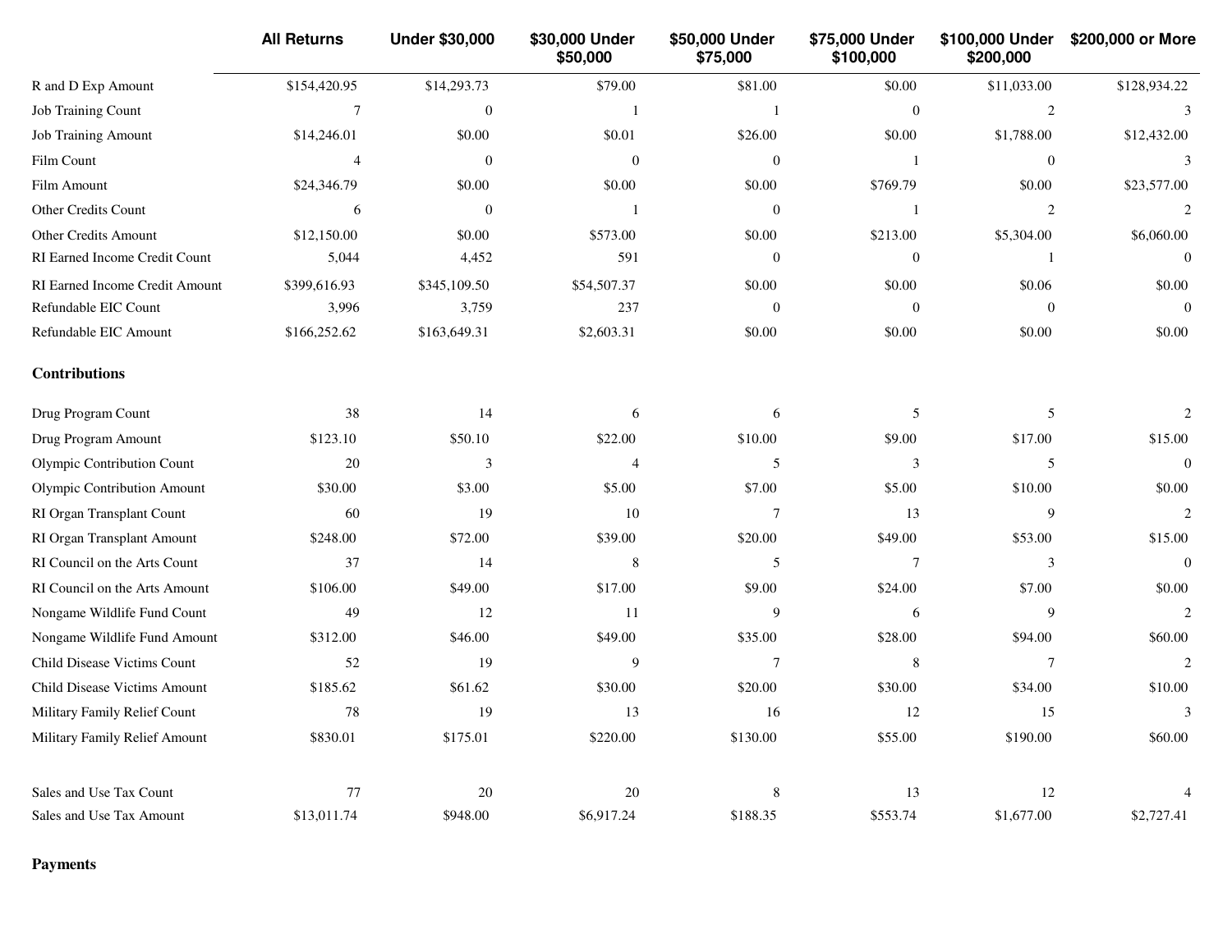| | All Returns | Under $30,000 | $30,000 Under $50,000 | $50,000 Under $75,000 | $75,000 Under $100,000 | $100,000 Under $200,000 | $200,000 or More |
|---|---|---|---|---|---|---|---|
| R and D Exp Amount | $154,420.95 | $14,293.73 | $79.00 | $81.00 | $0.00 | $11,033.00 | $128,934.22 |
| Job Training Count | 7 | 0 | 1 | 1 | 0 | 2 | 3 |
| Job Training Amount | $14,246.01 | $0.00 | $0.01 | $26.00 | $0.00 | $1,788.00 | $12,432.00 |
| Film Count | 4 | 0 | 0 | 0 | 1 | 0 | 3 |
| Film Amount | $24,346.79 | $0.00 | $0.00 | $0.00 | $769.79 | $0.00 | $23,577.00 |
| Other Credits Count | 6 | 0 | 1 | 0 | 1 | 2 | 2 |
| Other Credits Amount | $12,150.00 | $0.00 | $573.00 | $0.00 | $213.00 | $5,304.00 | $6,060.00 |
| RI Earned Income Credit Count | 5,044 | 4,452 | 591 | 0 | 0 | 1 | 0 |
| RI Earned Income Credit Amount | $399,616.93 | $345,109.50 | $54,507.37 | $0.00 | $0.00 | $0.06 | $0.00 |
| Refundable EIC Count | 3,996 | 3,759 | 237 | 0 | 0 | 0 | 0 |
| Refundable EIC Amount | $166,252.62 | $163,649.31 | $2,603.31 | $0.00 | $0.00 | $0.00 | $0.00 |
| **Contributions** | | | | | | | |
| Drug Program Count | 38 | 14 | 6 | 6 | 5 | 5 | 2 |
| Drug Program Amount | $123.10 | $50.10 | $22.00 | $10.00 | $9.00 | $17.00 | $15.00 |
| Olympic Contribution Count | 20 | 3 | 4 | 5 | 3 | 5 | 0 |
| Olympic Contribution Amount | $30.00 | $3.00 | $5.00 | $7.00 | $5.00 | $10.00 | $0.00 |
| RI Organ Transplant Count | 60 | 19 | 10 | 7 | 13 | 9 | 2 |
| RI Organ Transplant Amount | $248.00 | $72.00 | $39.00 | $20.00 | $49.00 | $53.00 | $15.00 |
| RI Council on the Arts Count | 37 | 14 | 8 | 5 | 7 | 3 | 0 |
| RI Council on the Arts Amount | $106.00 | $49.00 | $17.00 | $9.00 | $24.00 | $7.00 | $0.00 |
| Nongame Wildlife Fund Count | 49 | 12 | 11 | 9 | 6 | 9 | 2 |
| Nongame Wildlife Fund Amount | $312.00 | $46.00 | $49.00 | $35.00 | $28.00 | $94.00 | $60.00 |
| Child Disease Victims Count | 52 | 19 | 9 | 7 | 8 | 7 | 2 |
| Child Disease Victims Amount | $185.62 | $61.62 | $30.00 | $20.00 | $30.00 | $34.00 | $10.00 |
| Military Family Relief Count | 78 | 19 | 13 | 16 | 12 | 15 | 3 |
| Military Family Relief Amount | $830.01 | $175.01 | $220.00 | $130.00 | $55.00 | $190.00 | $60.00 |
| Sales and Use Tax Count | 77 | 20 | 20 | 8 | 13 | 12 | 4 |
| Sales and Use Tax Amount | $13,011.74 | $948.00 | $6,917.24 | $188.35 | $553.74 | $1,677.00 | $2,727.41 |

**Payments**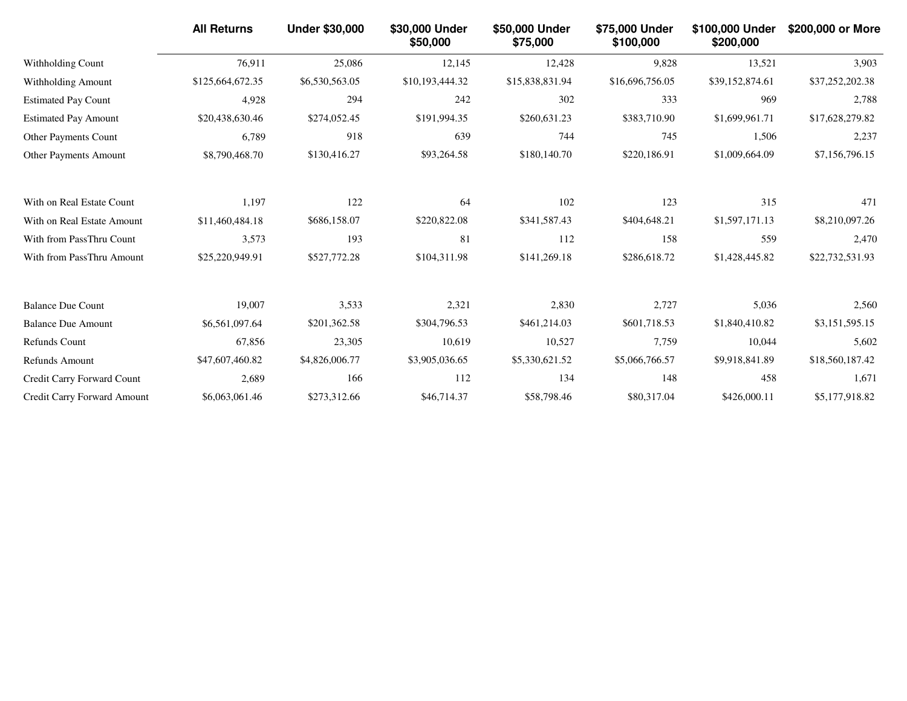| | All Returns | Under $30,000 | $30,000 Under $50,000 | $50,000 Under $75,000 | $75,000 Under $100,000 | $100,000 Under $200,000 | $200,000 or More |
|---|---|---|---|---|---|---|---|
| Withholding Count | 76,911 | 25,086 | 12,145 | 12,428 | 9,828 | 13,521 | 3,903 |
| Withholding Amount | $125,664,672.35 | $6,530,563.05 | $10,193,444.32 | $15,838,831.94 | $16,696,756.05 | $39,152,874.61 | $37,252,202.38 |
| Estimated Pay Count | 4,928 | 294 | 242 | 302 | 333 | 969 | 2,788 |
| Estimated Pay Amount | $20,438,630.46 | $274,052.45 | $191,994.35 | $260,631.23 | $383,710.90 | $1,699,961.71 | $17,628,279.82 |
| Other Payments Count | 6,789 | 918 | 639 | 744 | 745 | 1,506 | 2,237 |
| Other Payments Amount | $8,790,468.70 | $130,416.27 | $93,264.58 | $180,140.70 | $220,186.91 | $1,009,664.09 | $7,156,796.15 |
| | | | | | | | |
| With on Real Estate Count | 1,197 | 122 | 64 | 102 | 123 | 315 | 471 |
| With on Real Estate Amount | $11,460,484.18 | $686,158.07 | $220,822.08 | $341,587.43 | $404,648.21 | $1,597,171.13 | $8,210,097.26 |
| With from PassThru Count | 3,573 | 193 | 81 | 112 | 158 | 559 | 2,470 |
| With from PassThru Amount | $25,220,949.91 | $527,772.28 | $104,311.98 | $141,269.18 | $286,618.72 | $1,428,445.82 | $22,732,531.93 |
| | | | | | | | |
| Balance Due Count | 19,007 | 3,533 | 2,321 | 2,830 | 2,727 | 5,036 | 2,560 |
| Balance Due Amount | $6,561,097.64 | $201,362.58 | $304,796.53 | $461,214.03 | $601,718.53 | $1,840,410.82 | $3,151,595.15 |
| Refunds Count | 67,856 | 23,305 | 10,619 | 10,527 | 7,759 | 10,044 | 5,602 |
| Refunds Amount | $47,607,460.82 | $4,826,006.77 | $3,905,036.65 | $5,330,621.52 | $5,066,766.57 | $9,918,841.89 | $18,560,187.42 |
| Credit Carry Forward Count | 2,689 | 166 | 112 | 134 | 148 | 458 | 1,671 |
| Credit Carry Forward Amount | $6,063,061.46 | $273,312.66 | $46,714.37 | $58,798.46 | $80,317.04 | $426,000.11 | $5,177,918.82 |